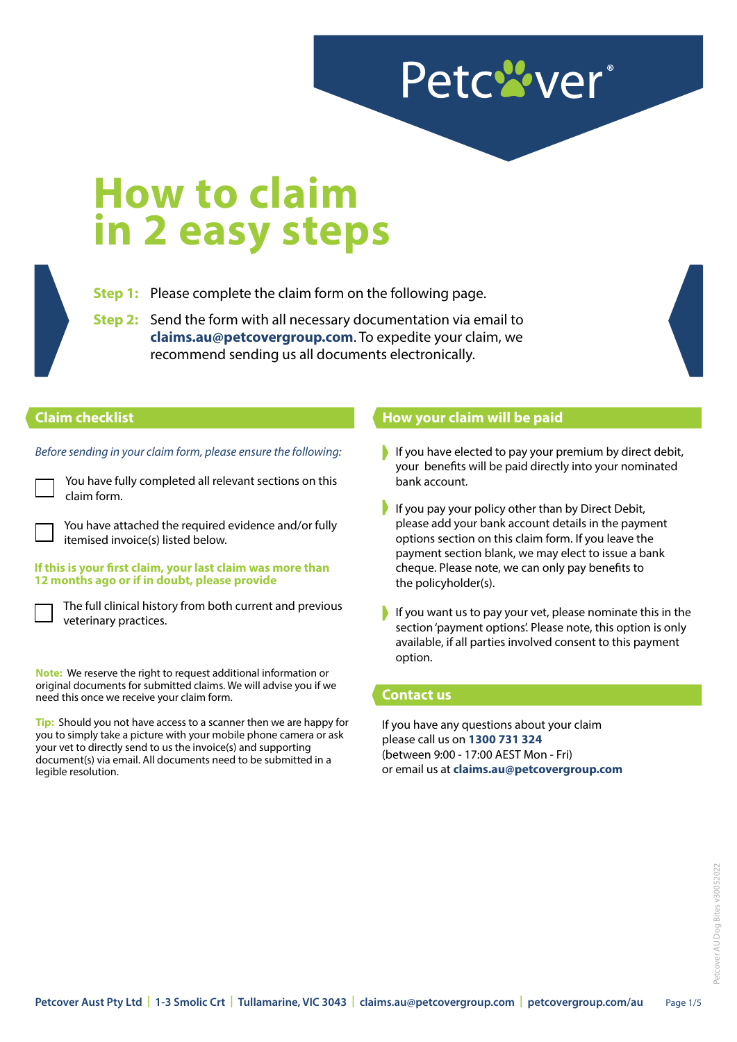Petcover®

# How to claim in 2 easy steps

**Step 1:** Please complete the claim form on the following page.

**Step 2:** Send the form with all necessary documentation via email to **claims.au@petcovergroup.com**. To expedite your claim, we recommend sending us all documents electronically.

## Claim checklist

*Before sending in your claim form, please ensure the following:*

- ☐ You have fully completed all relevant sections on this claim form.
- ☐ You have attached the required evidence and/or fully itemised invoice(s) listed below.

**If this is your first claim, your last claim was more than 12 months ago or if in doubt, please provide**

- ☐ The full clinical history from both current and previous veterinary practices.

**Note:** We reserve the right to request additional information or original documents for submitted claims. We will advise you if we need this once we receive your claim form.

**Tip:** Should you not have access to a scanner then we are happy for you to simply take a picture with your mobile phone camera or ask your vet to directly send to us the invoice(s) and supporting document(s) via email. All documents need to be submitted in a legible resolution.

## How your claim will be paid

- If you have elected to pay your premium by direct debit, your benefits will be paid directly into your nominated bank account.
- If you pay your policy other than by Direct Debit, please add your bank account details in the payment options section on this claim form. If you leave the payment section blank, we may elect to issue a bank cheque. Please note, we can only pay benefits to the policyholder(s).
- If you want us to pay your vet, please nominate this in the section 'payment options'. Please note, this option is only available, if all parties involved consent to this payment option.

## Contact us

If you have any questions about your claim please call us on **1300 731 324** (between 9:00 - 17:00 AEST Mon - Fri) or email us at **claims.au@petcovergroup.com**

Petcover AU Dog Bites v30052022

**Petcover Aust Pty Ltd | 1-3 Smolic Crt | Tullamarine, VIC 3043 | claims.au@petcovergroup.com | petcovergroup.com/au**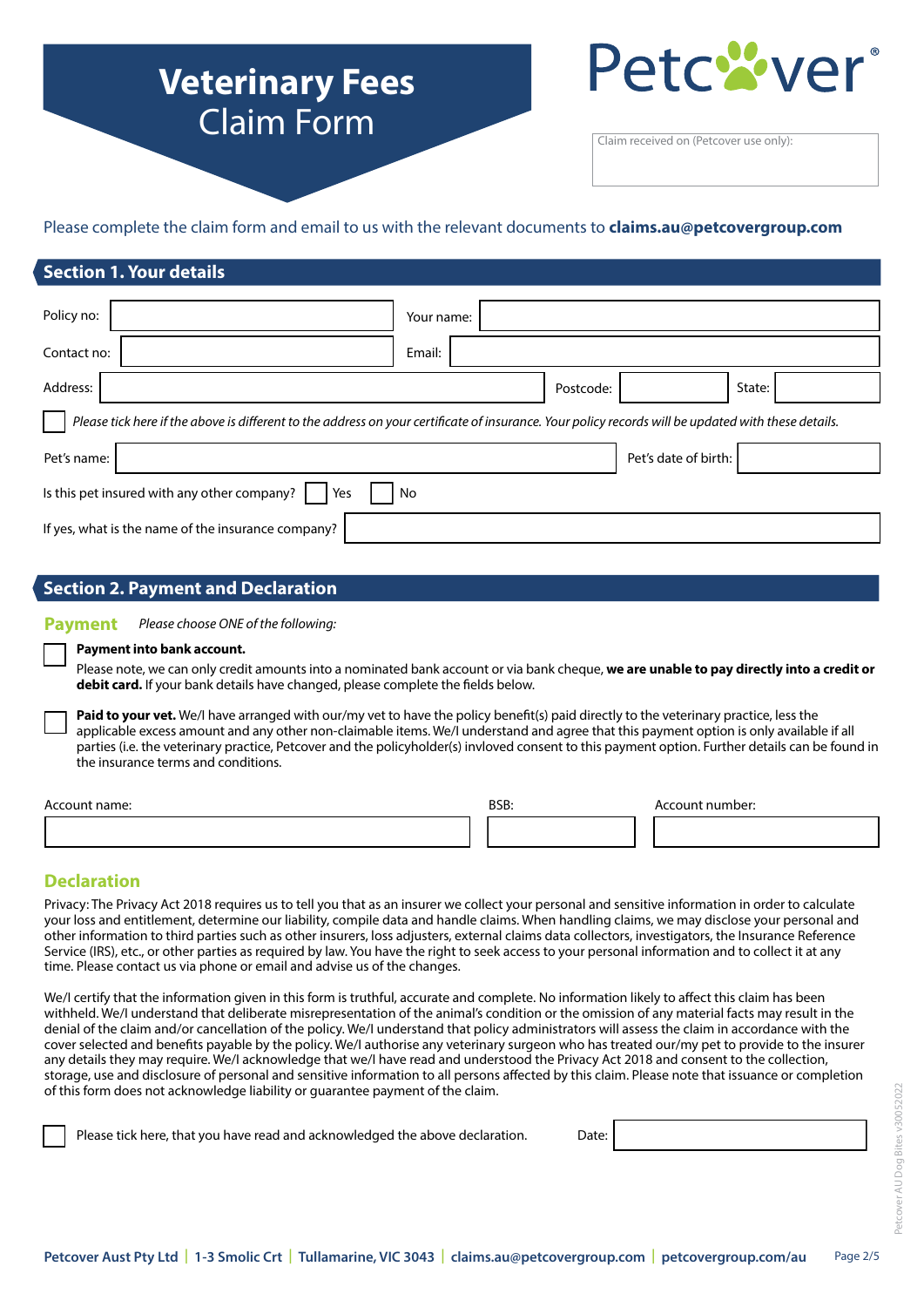# Veterinary Fees Claim Form

Petcover®

Claim received on (Petcover use only):

Please complete the claim form and email to us with the relevant documents to **claims.au@petcovergroup.com**

## Section 1. Your details

Policy no: ____________ Your name: ____________

Contact no: ____________ Email: ____________

Address: ____________ Postcode: ____________ State: ____________

☐ *Please tick here if the above is different to the address on your certificate of insurance. Your policy records will be updated with these details.*

Pet's name: ____________ Pet's date of birth: ____________

Is this pet insured with any other company? ☐ Yes ☐ No

If yes, what is the name of the insurance company? ____________

## Section 2. Payment and Declaration

### Payment

*Please choose ONE of the following:*

☐ **Payment into bank account.**
Please note, we can only credit amounts into a nominated bank account or via bank cheque, **we are unable to pay directly into a credit or debit card.** If your bank details have changed, please complete the fields below.

☐ **Paid to your vet.** We/I have arranged with our/my vet to have the policy benefit(s) paid directly to the veterinary practice, less the applicable excess amount and any other non-claimable items. We/I understand and agree that this payment option is only available if all parties (i.e. the veterinary practice, Petcover and the policyholder(s) invloved consent to this payment option. Further details can be found in the insurance terms and conditions.

Account name: ____________ BSB: ____________ Account number: ____________

### Declaration

Privacy: The Privacy Act 2018 requires us to tell you that as an insurer we collect your personal and sensitive information in order to calculate your loss and entitlement, determine our liability, compile data and handle claims. When handling claims, we may disclose your personal and other information to third parties such as other insurers, loss adjusters, external claims data collectors, investigators, the Insurance Reference Service (IRS), etc., or other parties as required by law. You have the right to seek access to your personal information and to collect it at any time. Please contact us via phone or email and advise us of the changes.

We/I certify that the information given in this form is truthful, accurate and complete. No information likely to affect this claim has been withheld. We/I understand that deliberate misrepresentation of the animal's condition or the omission of any material facts may result in the denial of the claim and/or cancellation of the policy. We/I understand that policy administrators will assess the claim in accordance with the cover selected and benefits payable by the policy. We/I authorise any veterinary surgeon who has treated our/my pet to provide to the insurer any details they may require. We/I acknowledge that we/I have read and understood the Privacy Act 2018 and consent to the collection, storage, use and disclosure of personal and sensitive information to all persons affected by this claim. Please note that issuance or completion of this form does not acknowledge liability or guarantee payment of the claim.

☐ Please tick here, that you have read and acknowledged the above declaration. Date: ____________

Petcover AU Dog Bites v30052022

Petcover Aust Pty Ltd | 1-3 Smolic Crt | Tullamarine, VIC 3043 | claims.au@petcovergroup.com | petcovergroup.com/au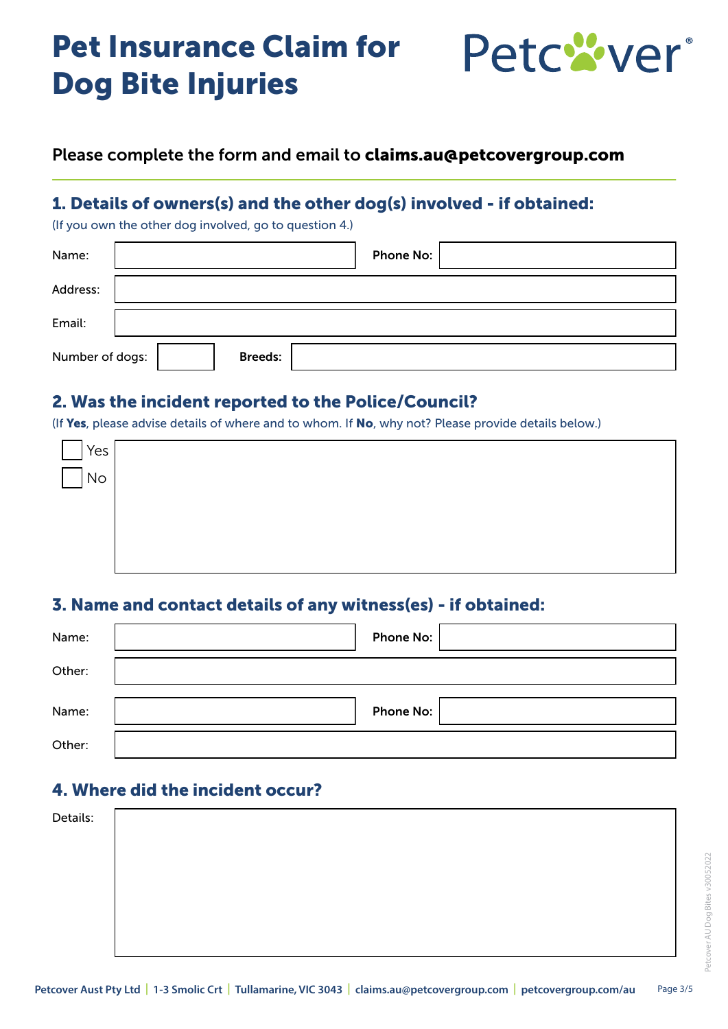# Pet Insurance Claim for Dog Bite Injuries

Petcover®

Please complete the form and email to **claims.au@petcovergroup.com**

## 1. Details of owners(s) and the other dog(s) involved - if obtained:

(If you own the other dog involved, go to question 4.)

Name: **Phone No:**

Address:

Email:

Number of dogs: **Breeds:**

## 2. Was the incident reported to the Police/Council?

(If **Yes**, please advise details of where and to whom. If **No**, why not? Please provide details below.)

☐ Yes
☐ No

## 3. Name and contact details of any witness(es) - if obtained:

Name: **Phone No:**

Other:

Name: **Phone No:**

Other:

## 4. Where did the incident occur?

Details:

Petcover AU Dog Bites v30052022

**Petcover Aust Pty Ltd** | **1-3 Smolic Crt** | **Tullamarine, VIC 3043** | **claims.au@petcovergroup.com** | **petcovergroup.com/au**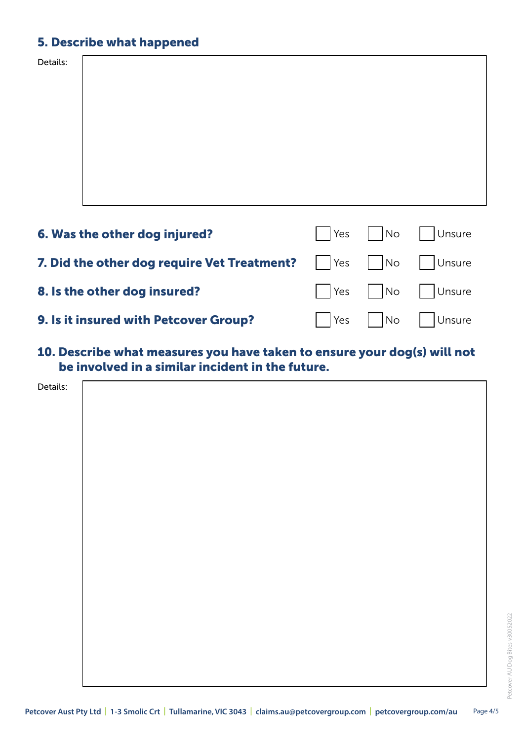## 5. Describe what happened

Details:

## 6. Was the other dog injured?

☐ Yes ☐ No ☐ Unsure

## 7. Did the other dog require Vet Treatment?

☐ Yes ☐ No ☐ Unsure

## 8. Is the other dog insured?

☐ Yes ☐ No ☐ Unsure

## 9. Is it insured with Petcover Group?

☐ Yes ☐ No ☐ Unsure

## 10. Describe what measures you have taken to ensure your dog(s) will not be involved in a similar incident in the future.

Details: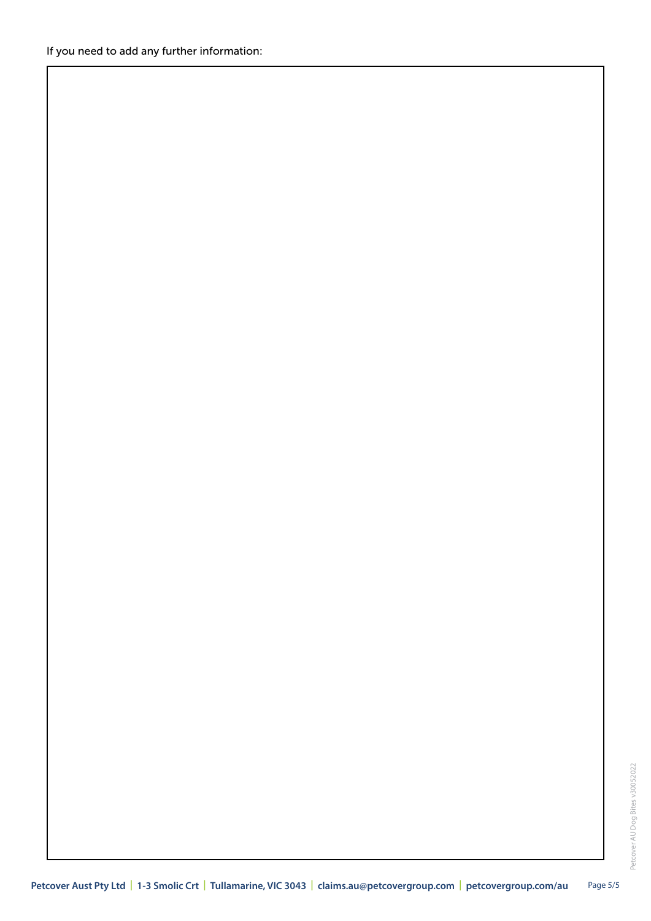If you need to add any further information: